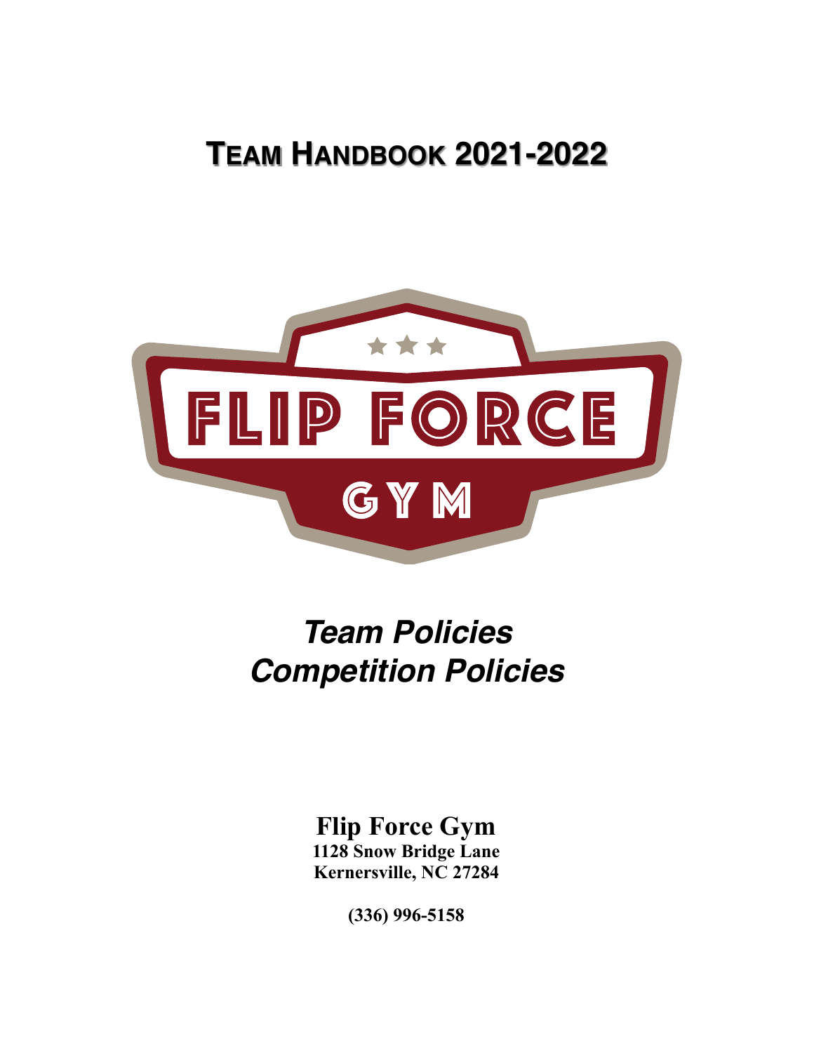# TEAM HANDBOOK 2021-2022

FLIP FORCE

GYM

## *Team Policies*
## *Competition Policies*

**Flip Force Gym**
**1128 Snow Bridge Lane**
**Kernersville, NC 27284**

**(336) 996-5158**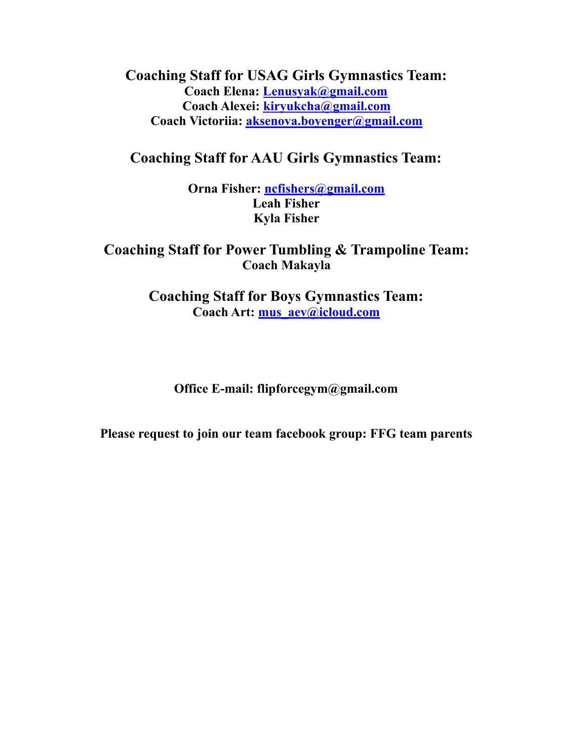## Coaching Staff for USAG Girls Gymnastics Team:

**Coach Elena: Lenusyak@gmail.com**
**Coach Alexei: kiryukcha@gmail.com**
**Coach Victoriia: aksenova.boyenger@gmail.com**

## Coaching Staff for AAU Girls Gymnastics Team:

**Orna Fisher: ncfishers@gmail.com**
**Leah Fisher**
**Kyla Fisher**

## Coaching Staff for Power Tumbling & Trampoline Team:

**Coach Makayla**

## Coaching Staff for Boys Gymnastics Team:

**Coach Art: mus_aev@icloud.com**

**Office E-mail: flipforcegym@gmail.com**

**Please request to join our team facebook group: FFG team parents**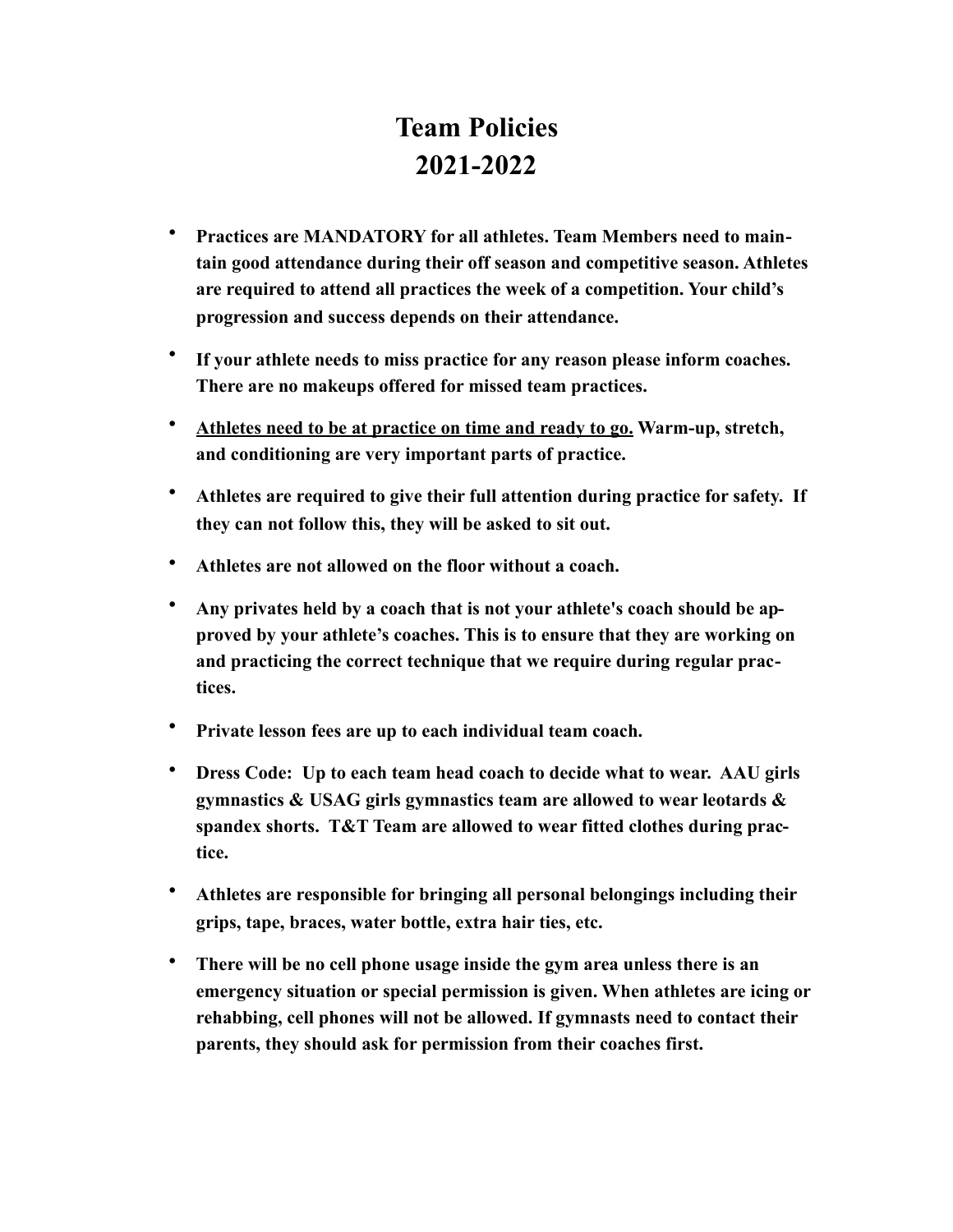# Team Policies
# 2021-2022

- **Practices are MANDATORY for all athletes. Team Members need to maintain good attendance during their off season and competitive season. Athletes are required to attend all practices the week of a competition. Your child's progression and success depends on their attendance.**
- **If your athlete needs to miss practice for any reason please inform coaches. There are no makeups offered for missed team practices.**
- **<u>Athletes need to be at practice on time and ready to go.</u> Warm-up, stretch, and conditioning are very important parts of practice.**
- **Athletes are required to give their full attention during practice for safety. If they can not follow this, they will be asked to sit out.**
- **Athletes are not allowed on the floor without a coach.**
- **Any privates held by a coach that is not your athlete's coach should be approved by your athlete's coaches. This is to ensure that they are working on and practicing the correct technique that we require during regular practices.**
- **Private lesson fees are up to each individual team coach.**
- **Dress Code: Up to each team head coach to decide what to wear. AAU girls gymnastics & USAG girls gymnastics team are allowed to wear leotards & spandex shorts. T&T Team are allowed to wear fitted clothes during practice.**
- **Athletes are responsible for bringing all personal belongings including their grips, tape, braces, water bottle, extra hair ties, etc.**
- **There will be no cell phone usage inside the gym area unless there is an emergency situation or special permission is given. When athletes are icing or rehabbing, cell phones will not be allowed. If gymnasts need to contact their parents, they should ask for permission from their coaches first.**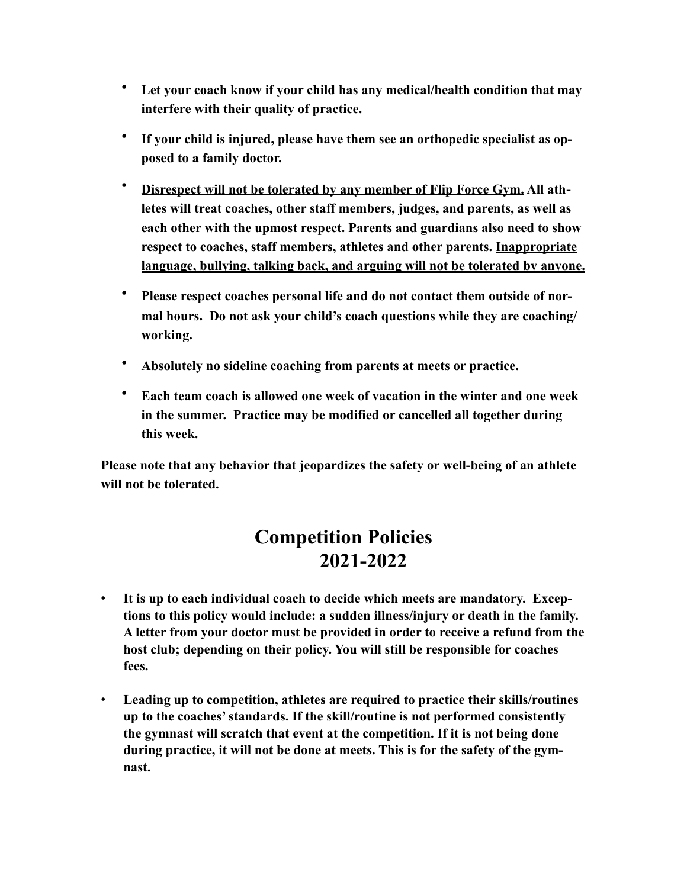- **Let your coach know if your child has any medical/health condition that may interfere with their quality of practice.**

- **If your child is injured, please have them see an orthopedic specialist as opposed to a family doctor.**

- **<u>Disrespect will not be tolerated by any member of Flip Force Gym.</u> All athletes will treat coaches, other staff members, judges, and parents, as well as each other with the upmost respect. Parents and guardians also need to show respect to coaches, staff members, athletes and other parents. <u>Inappropriate language, bullying, talking back, and arguing will not be tolerated by anyone.</u>**

- **Please respect coaches personal life and do not contact them outside of normal hours. Do not ask your child's coach questions while they are coaching/working.**

- **Absolutely no sideline coaching from parents at meets or practice.**

- **Each team coach is allowed one week of vacation in the winter and one week in the summer. Practice may be modified or cancelled all together during this week.**

**Please note that any behavior that jeopardizes the safety or well-being of an athlete will not be tolerated.**

# Competition Policies 2021-2022

- **It is up to each individual coach to decide which meets are mandatory. Exceptions to this policy would include: a sudden illness/injury or death in the family. A letter from your doctor must be provided in order to receive a refund from the host club; depending on their policy. You will still be responsible for coaches fees.**

- **Leading up to competition, athletes are required to practice their skills/routines up to the coaches' standards. If the skill/routine is not performed consistently the gymnast will scratch that event at the competition. If it is not being done during practice, it will not be done at meets. This is for the safety of the gymnast.**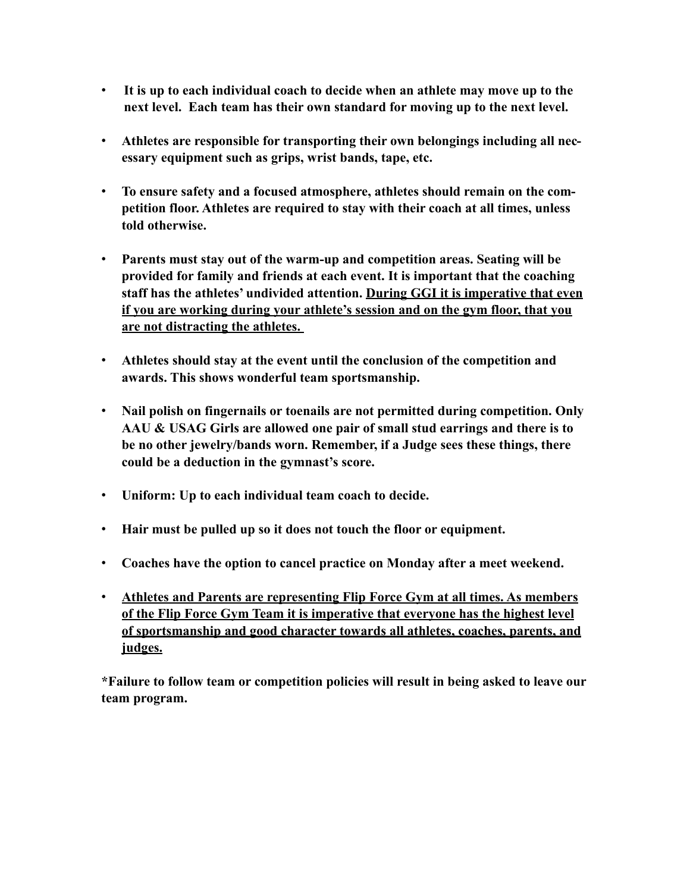- **It is up to each individual coach to decide when an athlete may move up to the next level. Each team has their own standard for moving up to the next level.**

- **Athletes are responsible for transporting their own belongings including all necessary equipment such as grips, wrist bands, tape, etc.**

- **To ensure safety and a focused atmosphere, athletes should remain on the competition floor. Athletes are required to stay with their coach at all times, unless told otherwise.**

- **Parents must stay out of the warm-up and competition areas. Seating will be provided for family and friends at each event. It is important that the coaching staff has the athletes' undivided attention. <u>During GGI it is imperative that even if you are working during your athlete's session and on the gym floor, that you are not distracting the athletes.</u>**

- **Athletes should stay at the event until the conclusion of the competition and awards. This shows wonderful team sportsmanship.**

- **Nail polish on fingernails or toenails are not permitted during competition. Only AAU & USAG Girls are allowed one pair of small stud earrings and there is to be no other jewelry/bands worn. Remember, if a Judge sees these things, there could be a deduction in the gymnast's score.**

- **Uniform: Up to each individual team coach to decide.**

- **Hair must be pulled up so it does not touch the floor or equipment.**

- **Coaches have the option to cancel practice on Monday after a meet weekend.**

- **<u>Athletes and Parents are representing Flip Force Gym at all times. As members of the Flip Force Gym Team it is imperative that everyone has the highest level of sportsmanship and good character towards all athletes, coaches, parents, and judges.</u>**

**\*Failure to follow team or competition policies will result in being asked to leave our team program.**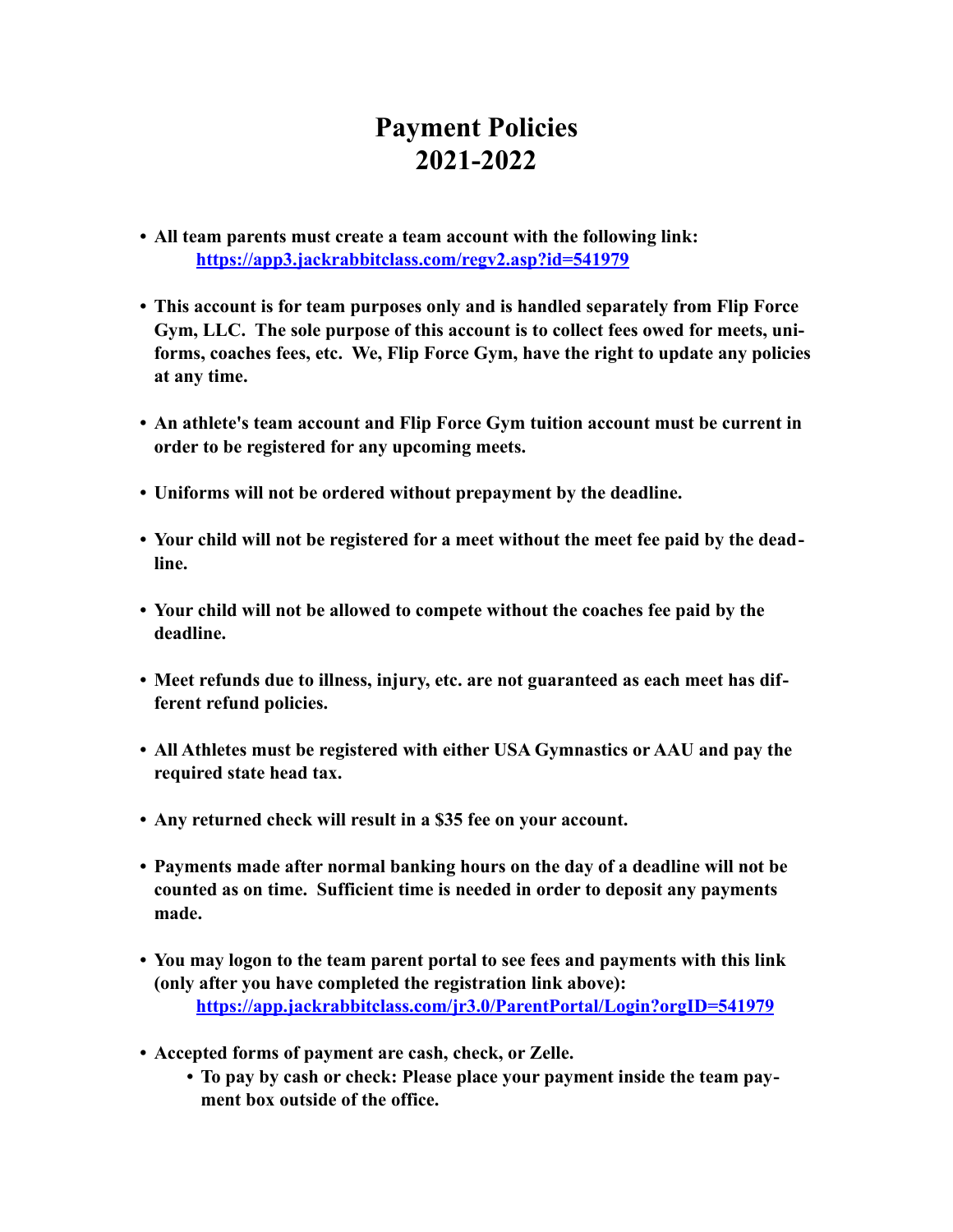# Payment Policies
# 2021-2022

- **All team parents must create a team account with the following link:**
  **https://app3.jackrabbitclass.com/regv2.asp?id=541979**

- **This account is for team purposes only and is handled separately from Flip Force Gym, LLC. The sole purpose of this account is to collect fees owed for meets, uniforms, coaches fees, etc. We, Flip Force Gym, have the right to update any policies at any time.**

- **An athlete's team account and Flip Force Gym tuition account must be current in order to be registered for any upcoming meets.**

- **Uniforms will not be ordered without prepayment by the deadline.**

- **Your child will not be registered for a meet without the meet fee paid by the deadline.**

- **Your child will not be allowed to compete without the coaches fee paid by the deadline.**

- **Meet refunds due to illness, injury, etc. are not guaranteed as each meet has different refund policies.**

- **All Athletes must be registered with either USA Gymnastics or AAU and pay the required state head tax.**

- **Any returned check will result in a $35 fee on your account.**

- **Payments made after normal banking hours on the day of a deadline will not be counted as on time. Sufficient time is needed in order to deposit any payments made.**

- **You may logon to the team parent portal to see fees and payments with this link (only after you have completed the registration link above):**
  **https://app.jackrabbitclass.com/jr3.0/ParentPortal/Login?orgID=541979**

- **Accepted forms of payment are cash, check, or Zelle.**
  - **To pay by cash or check: Please place your payment inside the team payment box outside of the office.**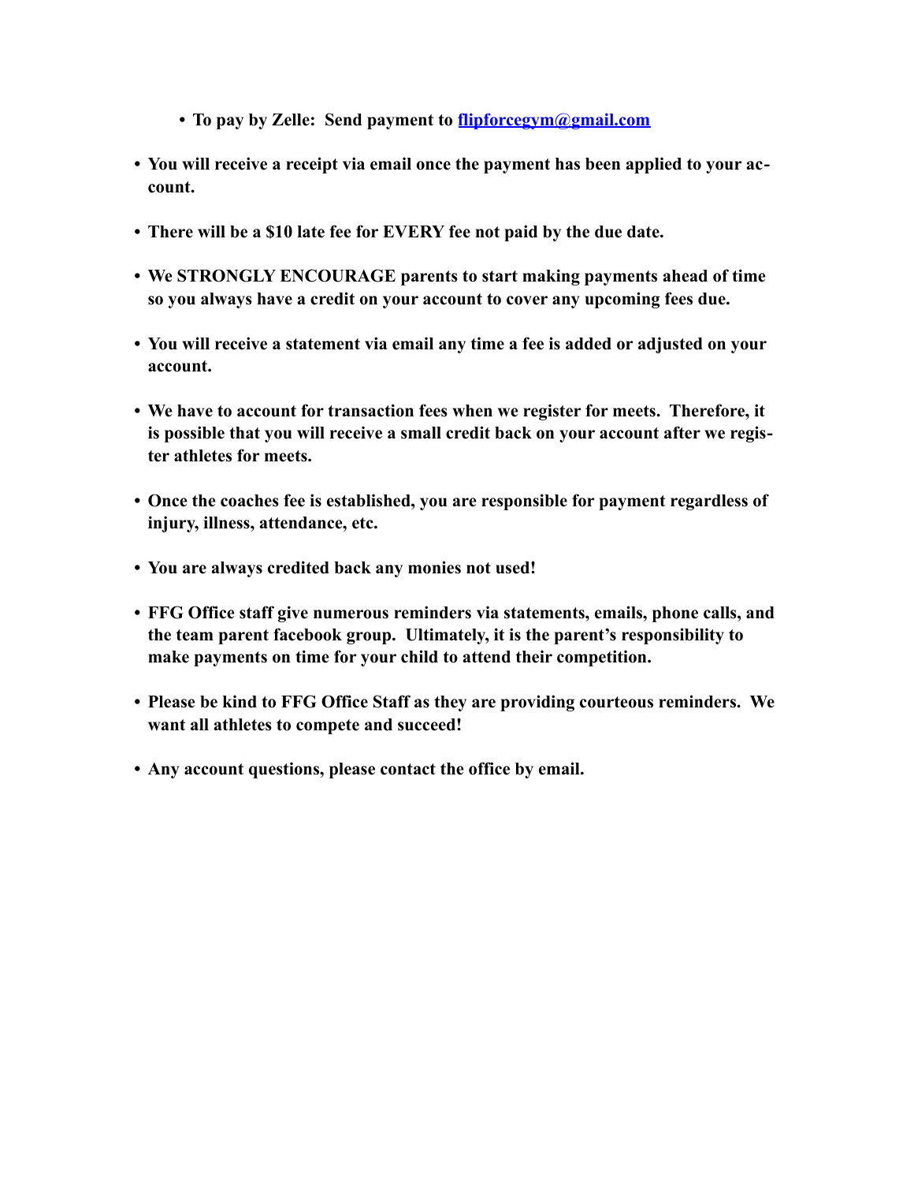- **To pay by Zelle: Send payment to [flipforcegym@gmail.com](mailto:flipforcegym@gmail.com)**

- **You will receive a receipt via email once the payment has been applied to your account.**

- **There will be a $10 late fee for EVERY fee not paid by the due date.**

- **We STRONGLY ENCOURAGE parents to start making payments ahead of time so you always have a credit on your account to cover any upcoming fees due.**

- **You will receive a statement via email any time a fee is added or adjusted on your account.**

- **We have to account for transaction fees when we register for meets. Therefore, it is possible that you will receive a small credit back on your account after we register athletes for meets.**

- **Once the coaches fee is established, you are responsible for payment regardless of injury, illness, attendance, etc.**

- **You are always credited back any monies not used!**

- **FFG Office staff give numerous reminders via statements, emails, phone calls, and the team parent facebook group. Ultimately, it is the parent's responsibility to make payments on time for your child to attend their competition.**

- **Please be kind to FFG Office Staff as they are providing courteous reminders. We want all athletes to compete and succeed!**

- **Any account questions, please contact the office by email.**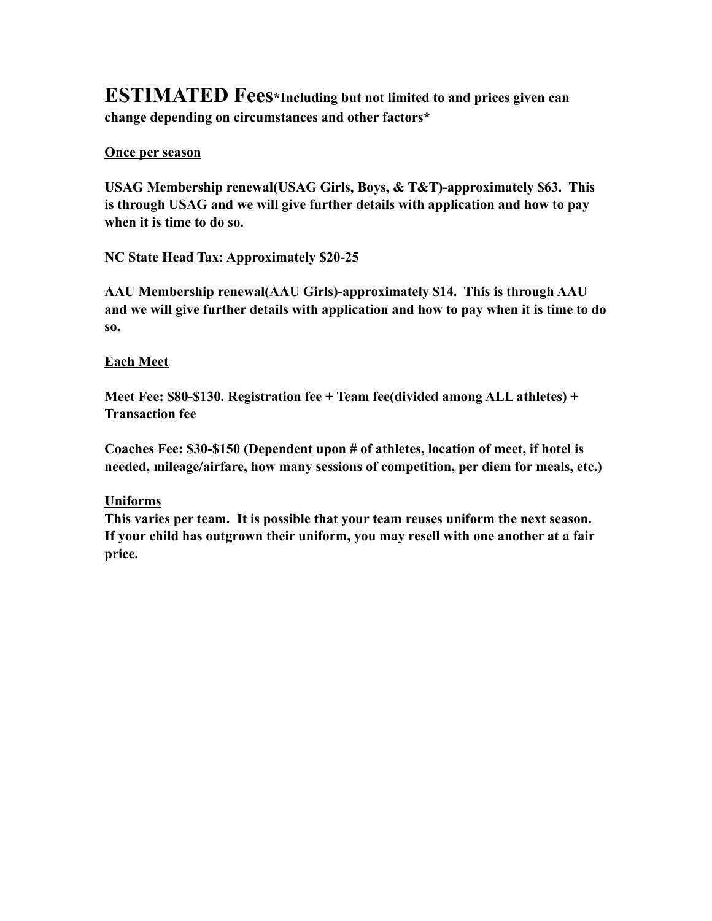## ESTIMATED Fees*Including but not limited to and prices given can change depending on circumstances and other factors*

**<u>Once per season</u>**

**USAG Membership renewal(USAG Girls, Boys, & T&T)-approximately $63. This is through USAG and we will give further details with application and how to pay when it is time to do so.**

**NC State Head Tax: Approximately $20-25**

**AAU Membership renewal(AAU Girls)-approximately $14. This is through AAU and we will give further details with application and how to pay when it is time to do so.**

**<u>Each Meet</u>**

**Meet Fee: $80-$130. Registration fee + Team fee(divided among ALL athletes) + Transaction fee**

**Coaches Fee: $30-$150 (Dependent upon # of athletes, location of meet, if hotel is needed, mileage/airfare, how many sessions of competition, per diem for meals, etc.)**

**<u>Uniforms</u>**
**This varies per team. It is possible that your team reuses uniform the next season. If your child has outgrown their uniform, you may resell with one another at a fair price.**